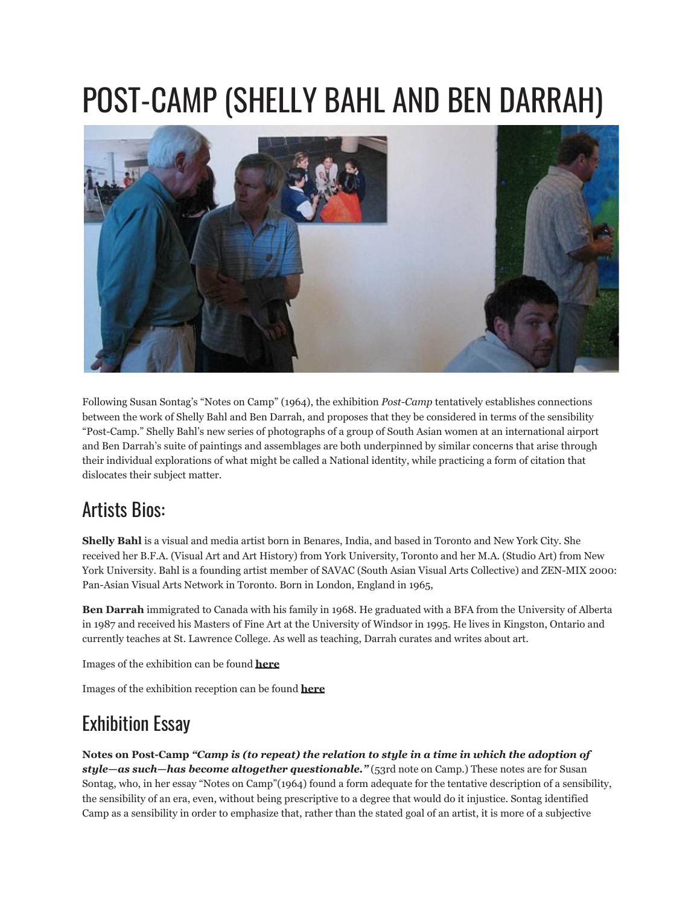# POST-CAMP (SHELLY BAHL AND BEN DARRAH)

Following Susan Sontag's "Notes on Camp" (1964), the exhibition *Post-Camp* tentatively establishes connections between the work of Shelly Bahl and Ben Darrah, and proposes that they be considered in terms of the sensibility "Post-Camp." Shelly Bahl's new series of photographs of a group of South Asian women at an international airport and Ben Darrah's suite of paintings and assemblages are both underpinned by similar concerns that arise through their individual explorations of what might be called a National identity, while practicing a form of citation that dislocates their subject matter.

## Artists Bios:

**Shelly Bahl** is a visual and media artist born in Benares, India, and based in Toronto and New York City. She received her B.F.A. (Visual Art and Art History) from York University, Toronto and her M.A. (Studio Art) from New York University. Bahl is a founding artist member of SAVAC (South Asian Visual Arts Collective) and ZEN-MIX 2000: Pan-Asian Visual Arts Network in Toronto. Born in London, England in 1965,

**Ben Darrah** immigrated to Canada with his family in 1968. He graduated with a BFA from the University of Alberta in 1987 and received his Masters of Fine Art at the University of Windsor in 1995. He lives in Kingston, Ontario and currently teaches at St. Lawrence College. As well as teaching, Darrah curates and writes about art.

Images of the exhibition can be found **here**

Images of the exhibition reception can be found **here**

## Exhibition Essay

**Notes on Post-Camp** ***"Camp is (to repeat) the relation to style in a time in which the adoption of style—as such—has become altogether questionable."*** (53rd note on Camp.) These notes are for Susan Sontag, who, in her essay "Notes on Camp"(1964) found a form adequate for the tentative description of a sensibility, the sensibility of an era, even, without being prescriptive to a degree that would do it injustice. Sontag identified Camp as a sensibility in order to emphasize that, rather than the stated goal of an artist, it is more of a subjective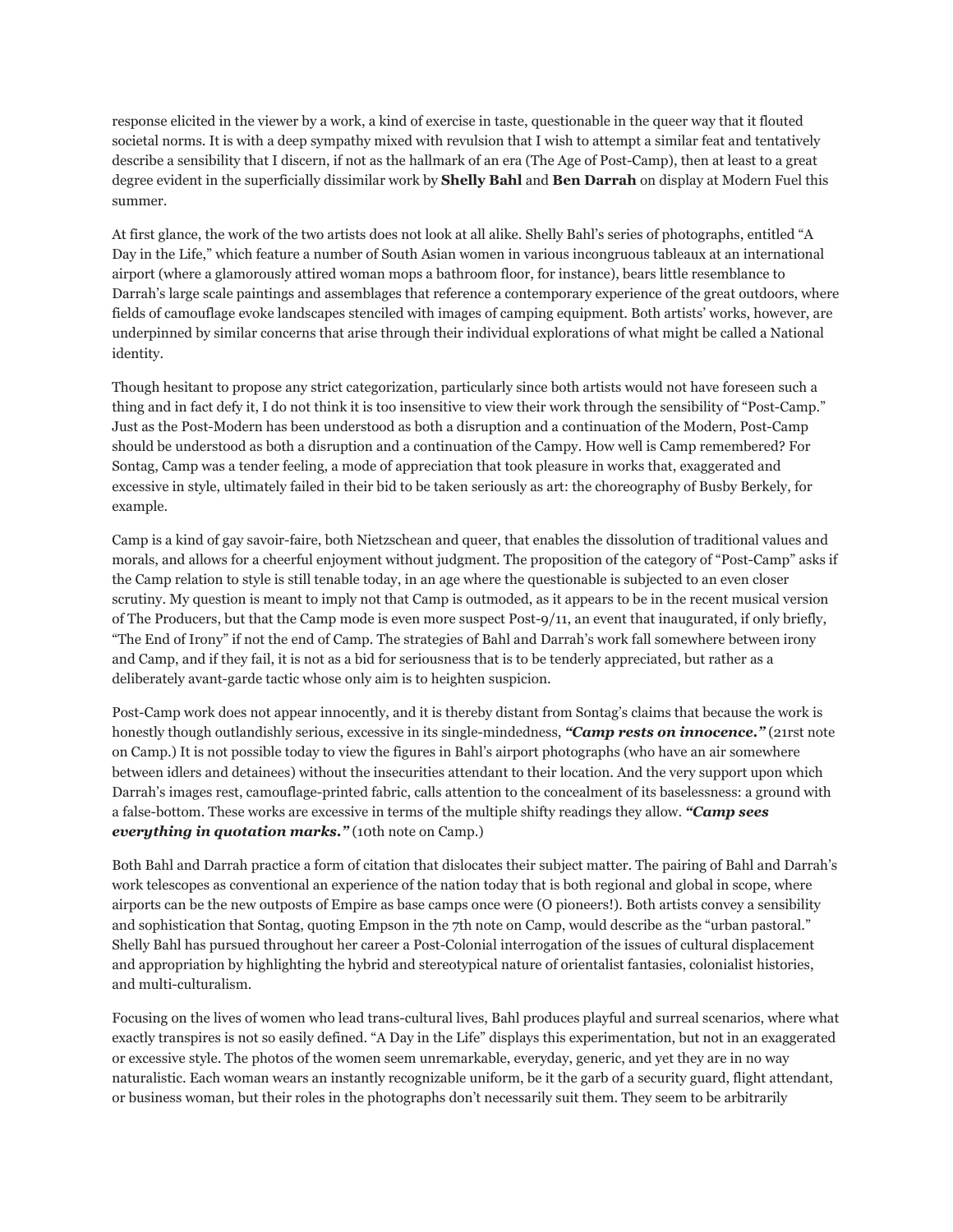response elicited in the viewer by a work, a kind of exercise in taste, questionable in the queer way that it flouted societal norms. It is with a deep sympathy mixed with revulsion that I wish to attempt a similar feat and tentatively describe a sensibility that I discern, if not as the hallmark of an era (The Age of Post-Camp), then at least to a great degree evident in the superficially dissimilar work by **Shelly Bahl** and **Ben Darrah** on display at Modern Fuel this summer.

At first glance, the work of the two artists does not look at all alike. Shelly Bahl's series of photographs, entitled "A Day in the Life," which feature a number of South Asian women in various incongruous tableaux at an international airport (where a glamorously attired woman mops a bathroom floor, for instance), bears little resemblance to Darrah's large scale paintings and assemblages that reference a contemporary experience of the great outdoors, where fields of camouflage evoke landscapes stenciled with images of camping equipment. Both artists' works, however, are underpinned by similar concerns that arise through their individual explorations of what might be called a National identity.

Though hesitant to propose any strict categorization, particularly since both artists would not have foreseen such a thing and in fact defy it, I do not think it is too insensitive to view their work through the sensibility of "Post-Camp." Just as the Post-Modern has been understood as both a disruption and a continuation of the Modern, Post-Camp should be understood as both a disruption and a continuation of the Campy. How well is Camp remembered? For Sontag, Camp was a tender feeling, a mode of appreciation that took pleasure in works that, exaggerated and excessive in style, ultimately failed in their bid to be taken seriously as art: the choreography of Busby Berkely, for example.

Camp is a kind of gay savoir-faire, both Nietzschean and queer, that enables the dissolution of traditional values and morals, and allows for a cheerful enjoyment without judgment. The proposition of the category of "Post-Camp" asks if the Camp relation to style is still tenable today, in an age where the questionable is subjected to an even closer scrutiny. My question is meant to imply not that Camp is outmoded, as it appears to be in the recent musical version of The Producers, but that the Camp mode is even more suspect Post-9/11, an event that inaugurated, if only briefly, "The End of Irony" if not the end of Camp. The strategies of Bahl and Darrah's work fall somewhere between irony and Camp, and if they fail, it is not as a bid for seriousness that is to be tenderly appreciated, but rather as a deliberately avant-garde tactic whose only aim is to heighten suspicion.

Post-Camp work does not appear innocently, and it is thereby distant from Sontag's claims that because the work is honestly though outlandishly serious, excessive in its single-mindedness, ***"Camp rests on innocence."*** (21rst note on Camp.) It is not possible today to view the figures in Bahl's airport photographs (who have an air somewhere between idlers and detainees) without the insecurities attendant to their location. And the very support upon which Darrah's images rest, camouflage-printed fabric, calls attention to the concealment of its baselessness: a ground with a false-bottom. These works are excessive in terms of the multiple shifty readings they allow. ***"Camp sees everything in quotation marks."*** (10th note on Camp.)

Both Bahl and Darrah practice a form of citation that dislocates their subject matter. The pairing of Bahl and Darrah's work telescopes as conventional an experience of the nation today that is both regional and global in scope, where airports can be the new outposts of Empire as base camps once were (O pioneers!). Both artists convey a sensibility and sophistication that Sontag, quoting Empson in the 7th note on Camp, would describe as the "urban pastoral." Shelly Bahl has pursued throughout her career a Post-Colonial interrogation of the issues of cultural displacement and appropriation by highlighting the hybrid and stereotypical nature of orientalist fantasies, colonialist histories, and multi-culturalism.

Focusing on the lives of women who lead trans-cultural lives, Bahl produces playful and surreal scenarios, where what exactly transpires is not so easily defined. "A Day in the Life" displays this experimentation, but not in an exaggerated or excessive style. The photos of the women seem unremarkable, everyday, generic, and yet they are in no way naturalistic. Each woman wears an instantly recognizable uniform, be it the garb of a security guard, flight attendant, or business woman, but their roles in the photographs don't necessarily suit them. They seem to be arbitrarily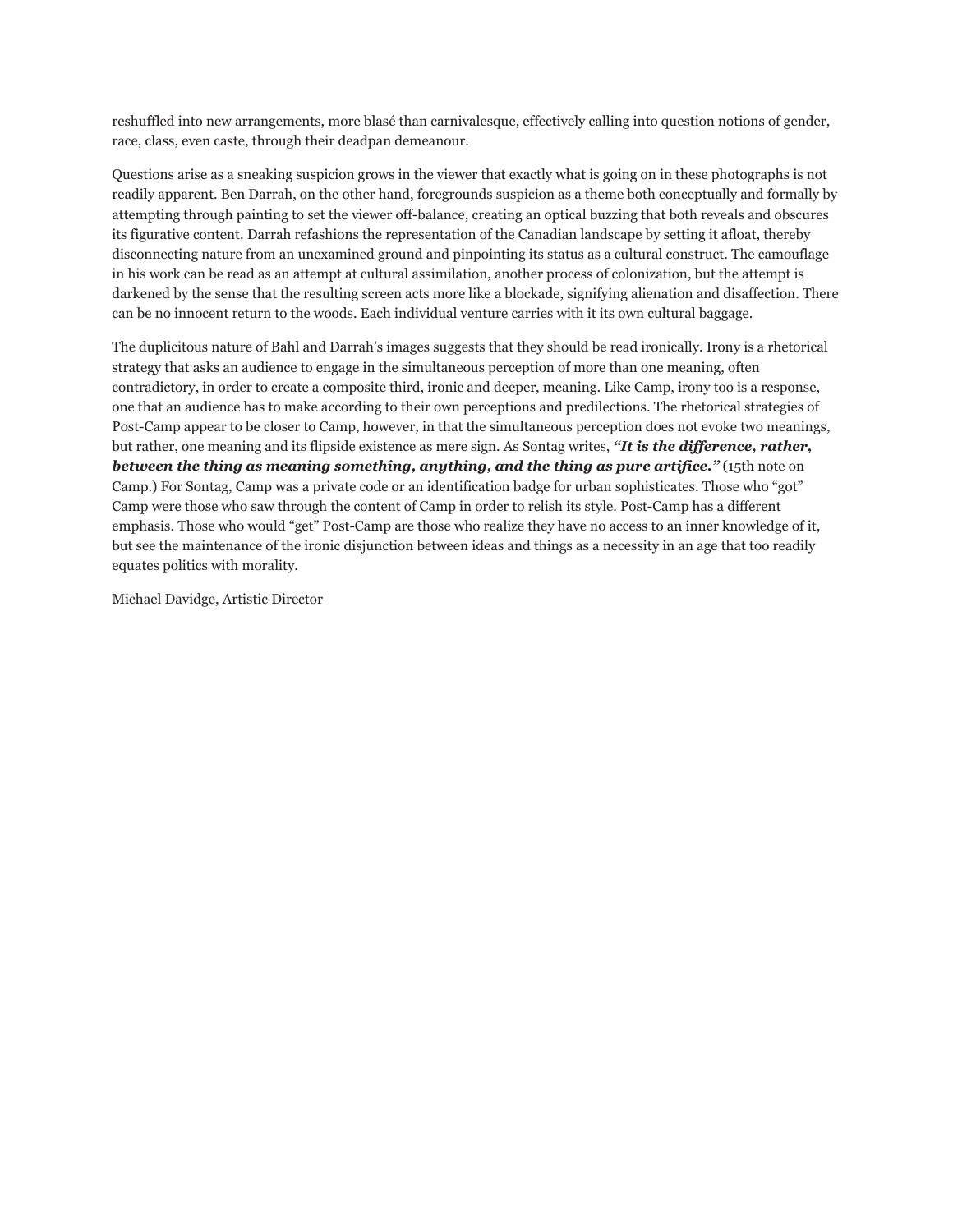reshuffled into new arrangements, more blasé than carnivalesque, effectively calling into question notions of gender, race, class, even caste, through their deadpan demeanour.

Questions arise as a sneaking suspicion grows in the viewer that exactly what is going on in these photographs is not readily apparent. Ben Darrah, on the other hand, foregrounds suspicion as a theme both conceptually and formally by attempting through painting to set the viewer off-balance, creating an optical buzzing that both reveals and obscures its figurative content. Darrah refashions the representation of the Canadian landscape by setting it afloat, thereby disconnecting nature from an unexamined ground and pinpointing its status as a cultural construct. The camouflage in his work can be read as an attempt at cultural assimilation, another process of colonization, but the attempt is darkened by the sense that the resulting screen acts more like a blockade, signifying alienation and disaffection. There can be no innocent return to the woods. Each individual venture carries with it its own cultural baggage.

The duplicitous nature of Bahl and Darrah's images suggests that they should be read ironically. Irony is a rhetorical strategy that asks an audience to engage in the simultaneous perception of more than one meaning, often contradictory, in order to create a composite third, ironic and deeper, meaning. Like Camp, irony too is a response, one that an audience has to make according to their own perceptions and predilections. The rhetorical strategies of Post-Camp appear to be closer to Camp, however, in that the simultaneous perception does not evoke two meanings, but rather, one meaning and its flipside existence as mere sign. As Sontag writes, ***"It is the difference, rather, between the thing as meaning something, anything, and the thing as pure artifice."*** (15th note on Camp.) For Sontag, Camp was a private code or an identification badge for urban sophisticates. Those who "got" Camp were those who saw through the content of Camp in order to relish its style. Post-Camp has a different emphasis. Those who would "get" Post-Camp are those who realize they have no access to an inner knowledge of it, but see the maintenance of the ironic disjunction between ideas and things as a necessity in an age that too readily equates politics with morality.

Michael Davidge, Artistic Director